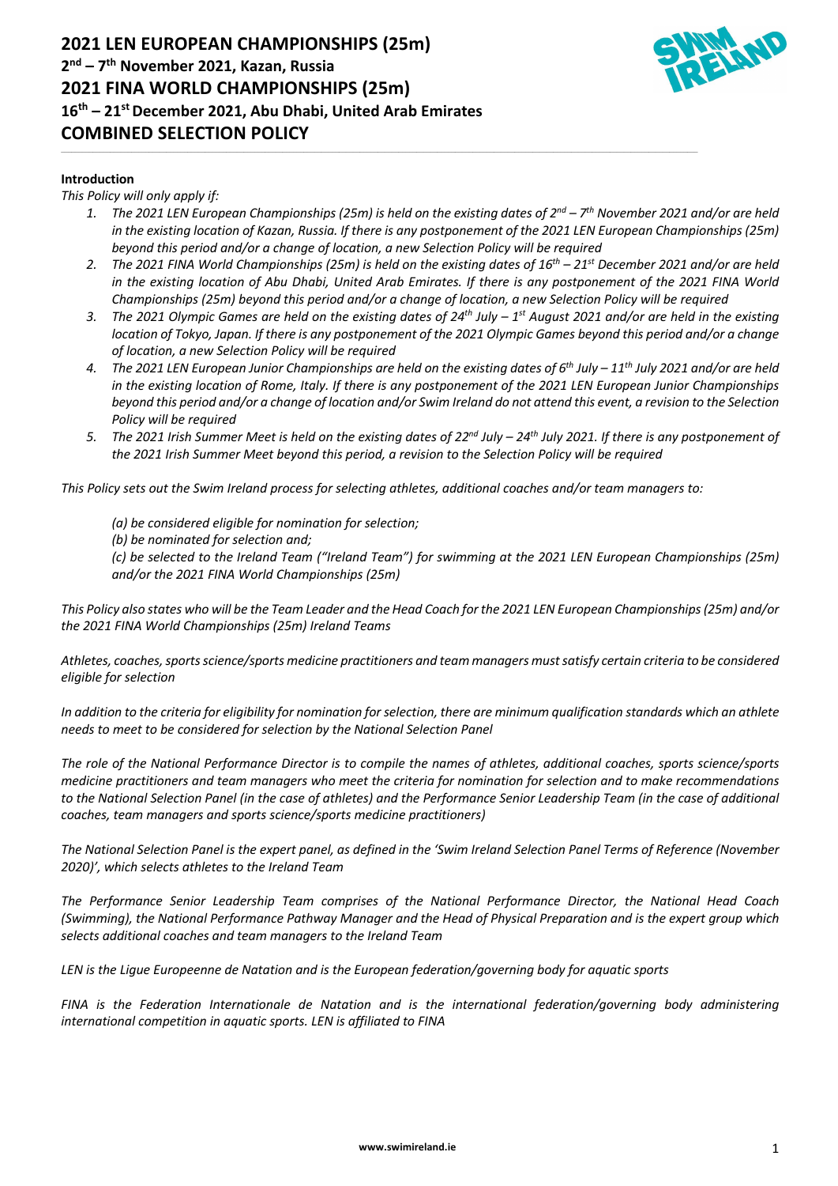# 2021 LEN EUROPEAN CHAMPIONSHIPS (25m)
## 2nd – 7th November 2021, Kazan, Russia
# 2021 FINA WORLD CHAMPIONSHIPS (25m)
## 16th – 21st December 2021, Abu Dhabi, United Arab Emirates
# COMBINED SELECTION POLICY

**Introduction**

*This Policy will only apply if:*

1. *The 2021 LEN European Championships (25m) is held on the existing dates of 2nd – 7th November 2021 and/or are held in the existing location of Kazan, Russia. If there is any postponement of the 2021 LEN European Championships (25m) beyond this period and/or a change of location, a new Selection Policy will be required*
2. *The 2021 FINA World Championships (25m) is held on the existing dates of 16th – 21st December 2021 and/or are held in the existing location of Abu Dhabi, United Arab Emirates. If there is any postponement of the 2021 FINA World Championships (25m) beyond this period and/or a change of location, a new Selection Policy will be required*
3. *The 2021 Olympic Games are held on the existing dates of 24th July – 1st August 2021 and/or are held in the existing location of Tokyo, Japan. If there is any postponement of the 2021 Olympic Games beyond this period and/or a change of location, a new Selection Policy will be required*
4. *The 2021 LEN European Junior Championships are held on the existing dates of 6th July – 11th July 2021 and/or are held in the existing location of Rome, Italy. If there is any postponement of the 2021 LEN European Junior Championships beyond this period and/or a change of location and/or Swim Ireland do not attend this event, a revision to the Selection Policy will be required*
5. *The 2021 Irish Summer Meet is held on the existing dates of 22nd July – 24th July 2021. If there is any postponement of the 2021 Irish Summer Meet beyond this period, a revision to the Selection Policy will be required*

*This Policy sets out the Swim Ireland process for selecting athletes, additional coaches and/or team managers to:*

*(a) be considered eligible for nomination for selection;*
*(b) be nominated for selection and;*
*(c) be selected to the Ireland Team ("Ireland Team") for swimming at the 2021 LEN European Championships (25m) and/or the 2021 FINA World Championships (25m)*

*This Policy also states who will be the Team Leader and the Head Coach for the 2021 LEN European Championships (25m) and/or the 2021 FINA World Championships (25m) Ireland Teams*

*Athletes, coaches, sports science/sports medicine practitioners and team managers must satisfy certain criteria to be considered eligible for selection*

*In addition to the criteria for eligibility for nomination for selection, there are minimum qualification standards which an athlete needs to meet to be considered for selection by the National Selection Panel*

*The role of the National Performance Director is to compile the names of athletes, additional coaches, sports science/sports medicine practitioners and team managers who meet the criteria for nomination for selection and to make recommendations to the National Selection Panel (in the case of athletes) and the Performance Senior Leadership Team (in the case of additional coaches, team managers and sports science/sports medicine practitioners)*

*The National Selection Panel is the expert panel, as defined in the 'Swim Ireland Selection Panel Terms of Reference (November 2020)', which selects athletes to the Ireland Team*

*The Performance Senior Leadership Team comprises of the National Performance Director, the National Head Coach (Swimming), the National Performance Pathway Manager and the Head of Physical Preparation and is the expert group which selects additional coaches and team managers to the Ireland Team*

*LEN is the Ligue Europeenne de Natation and is the European federation/governing body for aquatic sports*

*FINA is the Federation Internationale de Natation and is the international federation/governing body administering international competition in aquatic sports. LEN is affiliated to FINA*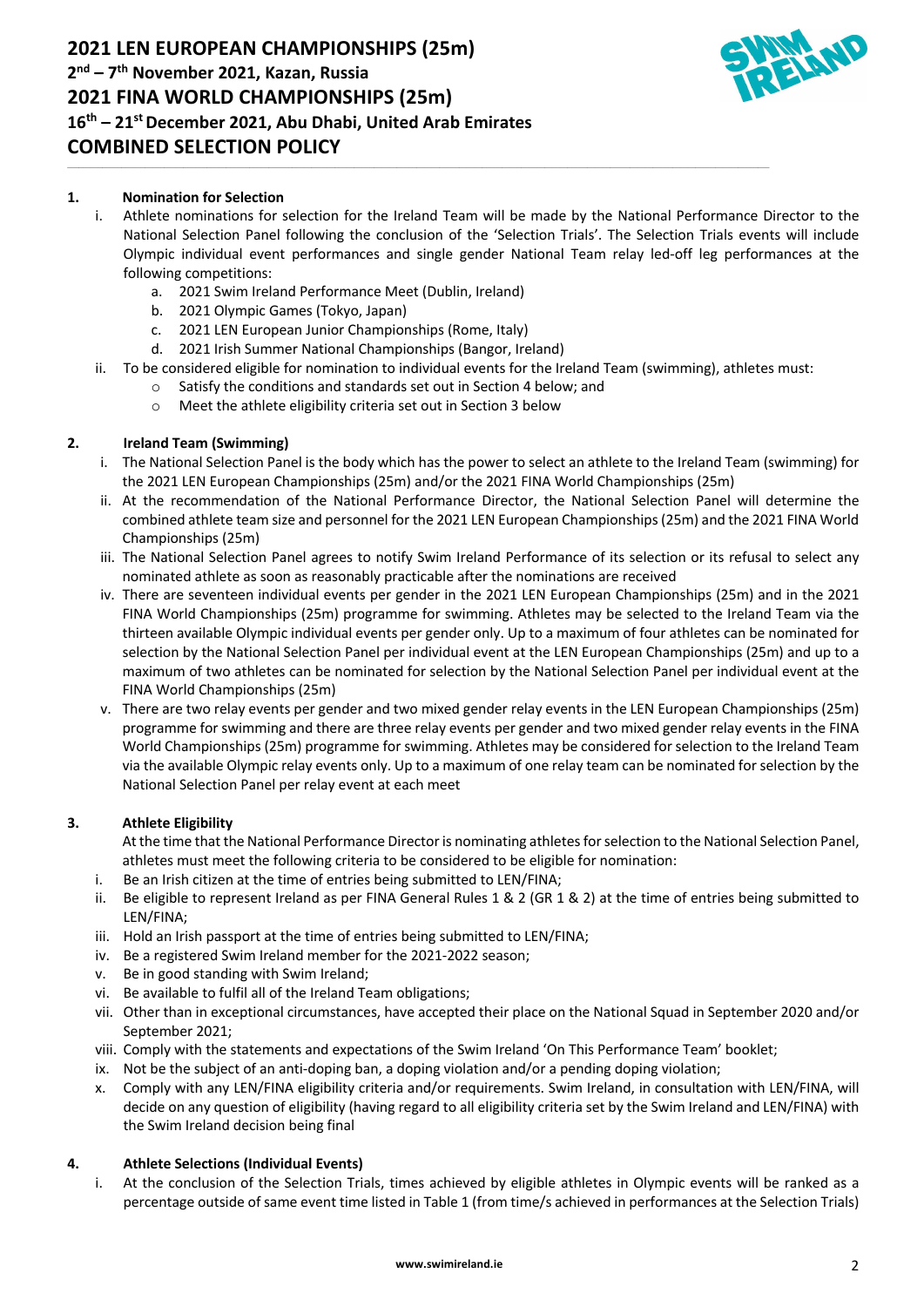# 2021 LEN EUROPEAN CHAMPIONSHIPS (25m)
## 2nd – 7th November 2021, Kazan, Russia
# 2021 FINA WORLD CHAMPIONSHIPS (25m)
## 16th – 21st December 2021, Abu Dhabi, United Arab Emirates
# COMBINED SELECTION POLICY

### 1. Nomination for Selection

i. Athlete nominations for selection for the Ireland Team will be made by the National Performance Director to the National Selection Panel following the conclusion of the 'Selection Trials'. The Selection Trials events will include Olympic individual event performances and single gender National Team relay led-off leg performances at the following competitions:
   a. 2021 Swim Ireland Performance Meet (Dublin, Ireland)
   b. 2021 Olympic Games (Tokyo, Japan)
   c. 2021 LEN European Junior Championships (Rome, Italy)
   d. 2021 Irish Summer National Championships (Bangor, Ireland)

ii. To be considered eligible for nomination to individual events for the Ireland Team (swimming), athletes must:
   - Satisfy the conditions and standards set out in Section 4 below; and
   - Meet the athlete eligibility criteria set out in Section 3 below

### 2. Ireland Team (Swimming)

i. The National Selection Panel is the body which has the power to select an athlete to the Ireland Team (swimming) for the 2021 LEN European Championships (25m) and/or the 2021 FINA World Championships (25m)

ii. At the recommendation of the National Performance Director, the National Selection Panel will determine the combined athlete team size and personnel for the 2021 LEN European Championships (25m) and the 2021 FINA World Championships (25m)

iii. The National Selection Panel agrees to notify Swim Ireland Performance of its selection or its refusal to select any nominated athlete as soon as reasonably practicable after the nominations are received

iv. There are seventeen individual events per gender in the 2021 LEN European Championships (25m) and in the 2021 FINA World Championships (25m) programme for swimming. Athletes may be selected to the Ireland Team via the thirteen available Olympic individual events per gender only. Up to a maximum of four athletes can be nominated for selection by the National Selection Panel per individual event at the LEN European Championships (25m) and up to a maximum of two athletes can be nominated for selection by the National Selection Panel per individual event at the FINA World Championships (25m)

v. There are two relay events per gender and two mixed gender relay events in the LEN European Championships (25m) programme for swimming and there are three relay events per gender and two mixed gender relay events in the FINA World Championships (25m) programme for swimming. Athletes may be considered for selection to the Ireland Team via the available Olympic relay events only. Up to a maximum of one relay team can be nominated for selection by the National Selection Panel per relay event at each meet

### 3. Athlete Eligibility

At the time that the National Performance Director is nominating athletes for selection to the National Selection Panel, athletes must meet the following criteria to be considered to be eligible for nomination:

i. Be an Irish citizen at the time of entries being submitted to LEN/FINA;
ii. Be eligible to represent Ireland as per FINA General Rules 1 & 2 (GR 1 & 2) at the time of entries being submitted to LEN/FINA;
iii. Hold an Irish passport at the time of entries being submitted to LEN/FINA;
iv. Be a registered Swim Ireland member for the 2021-2022 season;
v. Be in good standing with Swim Ireland;
vi. Be available to fulfil all of the Ireland Team obligations;
vii. Other than in exceptional circumstances, have accepted their place on the National Squad in September 2020 and/or September 2021;
viii. Comply with the statements and expectations of the Swim Ireland 'On This Performance Team' booklet;
ix. Not be the subject of an anti-doping ban, a doping violation and/or a pending doping violation;
x. Comply with any LEN/FINA eligibility criteria and/or requirements. Swim Ireland, in consultation with LEN/FINA, will decide on any question of eligibility (having regard to all eligibility criteria set by the Swim Ireland and LEN/FINA) with the Swim Ireland decision being final

### 4. Athlete Selections (Individual Events)

i. At the conclusion of the Selection Trials, times achieved by eligible athletes in Olympic events will be ranked as a percentage outside of same event time listed in Table 1 (from time/s achieved in performances at the Selection Trials)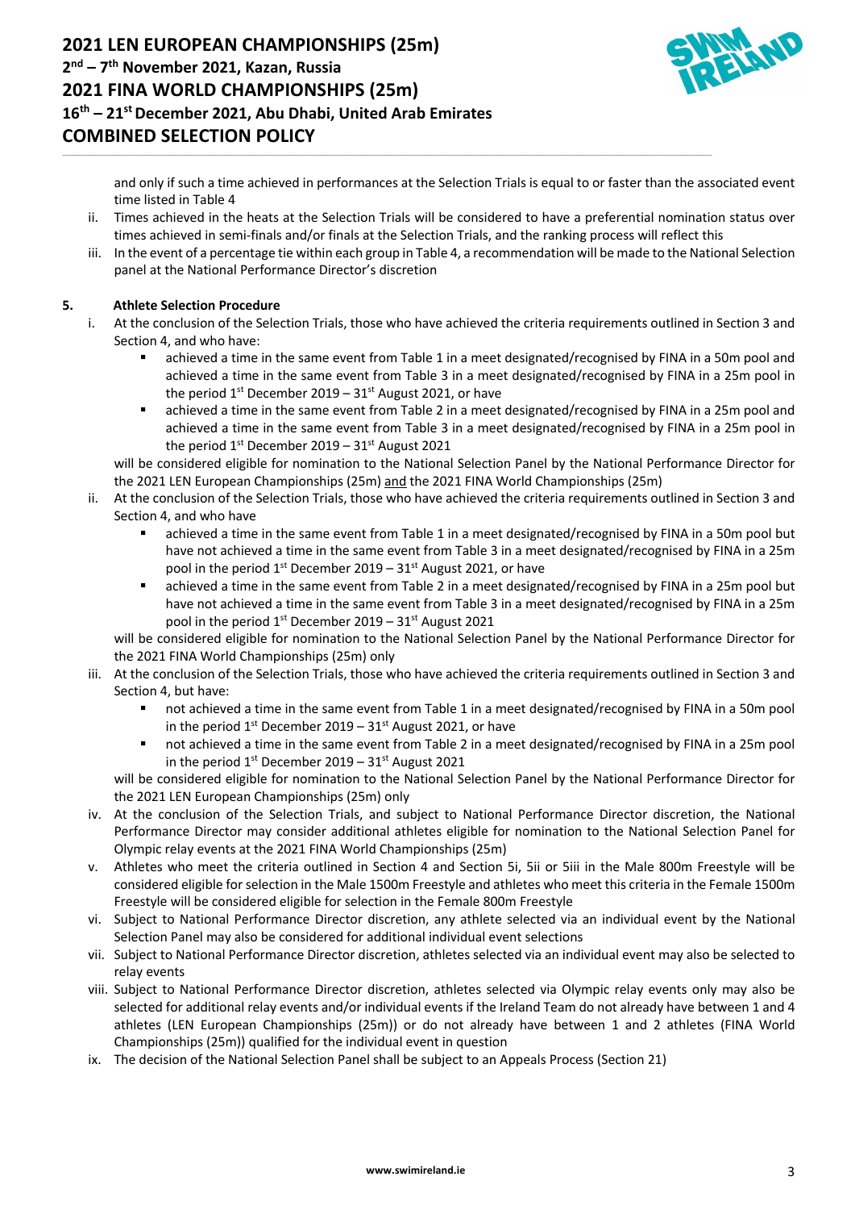and only if such a time achieved in performances at the Selection Trials is equal to or faster than the associated event time listed in Table 4

ii. Times achieved in the heats at the Selection Trials will be considered to have a preferential nomination status over times achieved in semi-finals and/or finals at the Selection Trials, and the ranking process will reflect this

iii. In the event of a percentage tie within each group in Table 4, a recommendation will be made to the National Selection panel at the National Performance Director's discretion

## 5. Athlete Selection Procedure

i. At the conclusion of the Selection Trials, those who have achieved the criteria requirements outlined in Section 3 and Section 4, and who have:
   - achieved a time in the same event from Table 1 in a meet designated/recognised by FINA in a 50m pool and achieved a time in the same event from Table 3 in a meet designated/recognised by FINA in a 25m pool in the period 1st December 2019 – 31st August 2021, or have
   - achieved a time in the same event from Table 2 in a meet designated/recognised by FINA in a 25m pool and achieved a time in the same event from Table 3 in a meet designated/recognised by FINA in a 25m pool in the period 1st December 2019 – 31st August 2021

   will be considered eligible for nomination to the National Selection Panel by the National Performance Director for the 2021 LEN European Championships (25m) and the 2021 FINA World Championships (25m)

ii. At the conclusion of the Selection Trials, those who have achieved the criteria requirements outlined in Section 3 and Section 4, and who have
   - achieved a time in the same event from Table 1 in a meet designated/recognised by FINA in a 50m pool but have not achieved a time in the same event from Table 3 in a meet designated/recognised by FINA in a 25m pool in the period 1st December 2019 – 31st August 2021, or have
   - achieved a time in the same event from Table 2 in a meet designated/recognised by FINA in a 25m pool but have not achieved a time in the same event from Table 3 in a meet designated/recognised by FINA in a 25m pool in the period 1st December 2019 – 31st August 2021

   will be considered eligible for nomination to the National Selection Panel by the National Performance Director for the 2021 FINA World Championships (25m) only

iii. At the conclusion of the Selection Trials, those who have achieved the criteria requirements outlined in Section 3 and Section 4, but have:
   - not achieved a time in the same event from Table 1 in a meet designated/recognised by FINA in a 50m pool in the period 1st December 2019 – 31st August 2021, or have
   - not achieved a time in the same event from Table 2 in a meet designated/recognised by FINA in a 25m pool in the period 1st December 2019 – 31st August 2021

   will be considered eligible for nomination to the National Selection Panel by the National Performance Director for the 2021 LEN European Championships (25m) only

iv. At the conclusion of the Selection Trials, and subject to National Performance Director discretion, the National Performance Director may consider additional athletes eligible for nomination to the National Selection Panel for Olympic relay events at the 2021 FINA World Championships (25m)

v. Athletes who meet the criteria outlined in Section 4 and Section 5i, 5ii or 5iii in the Male 800m Freestyle will be considered eligible for selection in the Male 1500m Freestyle and athletes who meet this criteria in the Female 1500m Freestyle will be considered eligible for selection in the Female 800m Freestyle

vi. Subject to National Performance Director discretion, any athlete selected via an individual event by the National Selection Panel may also be considered for additional individual event selections

vii. Subject to National Performance Director discretion, athletes selected via an individual event may also be selected to relay events

viii. Subject to National Performance Director discretion, athletes selected via Olympic relay events only may also be selected for additional relay events and/or individual events if the Ireland Team do not already have between 1 and 4 athletes (LEN European Championships (25m)) or do not already have between 1 and 2 athletes (FINA World Championships (25m)) qualified for the individual event in question

ix. The decision of the National Selection Panel shall be subject to an Appeals Process (Section 21)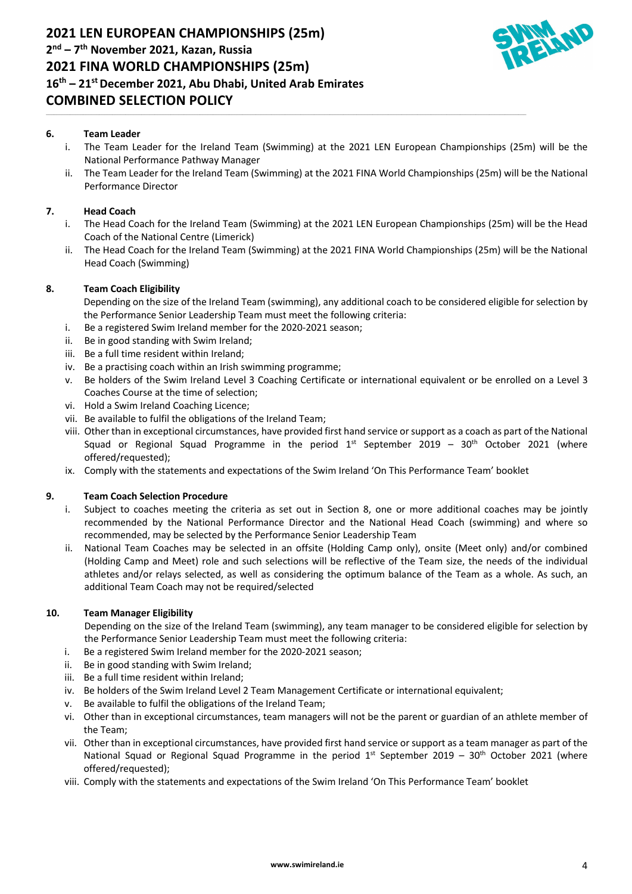## 6. Team Leader

i. The Team Leader for the Ireland Team (Swimming) at the 2021 LEN European Championships (25m) will be the National Performance Pathway Manager

ii. The Team Leader for the Ireland Team (Swimming) at the 2021 FINA World Championships (25m) will be the National Performance Director

## 7. Head Coach

i. The Head Coach for the Ireland Team (Swimming) at the 2021 LEN European Championships (25m) will be the Head Coach of the National Centre (Limerick)

ii. The Head Coach for the Ireland Team (Swimming) at the 2021 FINA World Championships (25m) will be the National Head Coach (Swimming)

## 8. Team Coach Eligibility

Depending on the size of the Ireland Team (swimming), any additional coach to be considered eligible for selection by the Performance Senior Leadership Team must meet the following criteria:

i. Be a registered Swim Ireland member for the 2020-2021 season;

ii. Be in good standing with Swim Ireland;

iii. Be a full time resident within Ireland;

iv. Be a practising coach within an Irish swimming programme;

v. Be holders of the Swim Ireland Level 3 Coaching Certificate or international equivalent or be enrolled on a Level 3 Coaches Course at the time of selection;

vi. Hold a Swim Ireland Coaching Licence;

vii. Be available to fulfil the obligations of the Ireland Team;

viii. Other than in exceptional circumstances, have provided first hand service or support as a coach as part of the National Squad or Regional Squad Programme in the period 1st September 2019 – 30th October 2021 (where offered/requested);

ix. Comply with the statements and expectations of the Swim Ireland 'On This Performance Team' booklet

## 9. Team Coach Selection Procedure

i. Subject to coaches meeting the criteria as set out in Section 8, one or more additional coaches may be jointly recommended by the National Performance Director and the National Head Coach (swimming) and where so recommended, may be selected by the Performance Senior Leadership Team

ii. National Team Coaches may be selected in an offsite (Holding Camp only), onsite (Meet only) and/or combined (Holding Camp and Meet) role and such selections will be reflective of the Team size, the needs of the individual athletes and/or relays selected, as well as considering the optimum balance of the Team as a whole. As such, an additional Team Coach may not be required/selected

## 10. Team Manager Eligibility

Depending on the size of the Ireland Team (swimming), any team manager to be considered eligible for selection by the Performance Senior Leadership Team must meet the following criteria:

i. Be a registered Swim Ireland member for the 2020-2021 season;

ii. Be in good standing with Swim Ireland;

iii. Be a full time resident within Ireland;

iv. Be holders of the Swim Ireland Level 2 Team Management Certificate or international equivalent;

v. Be available to fulfil the obligations of the Ireland Team;

vi. Other than in exceptional circumstances, team managers will not be the parent or guardian of an athlete member of the Team;

vii. Other than in exceptional circumstances, have provided first hand service or support as a team manager as part of the National Squad or Regional Squad Programme in the period 1st September 2019 – 30th October 2021 (where offered/requested);

viii. Comply with the statements and expectations of the Swim Ireland 'On This Performance Team' booklet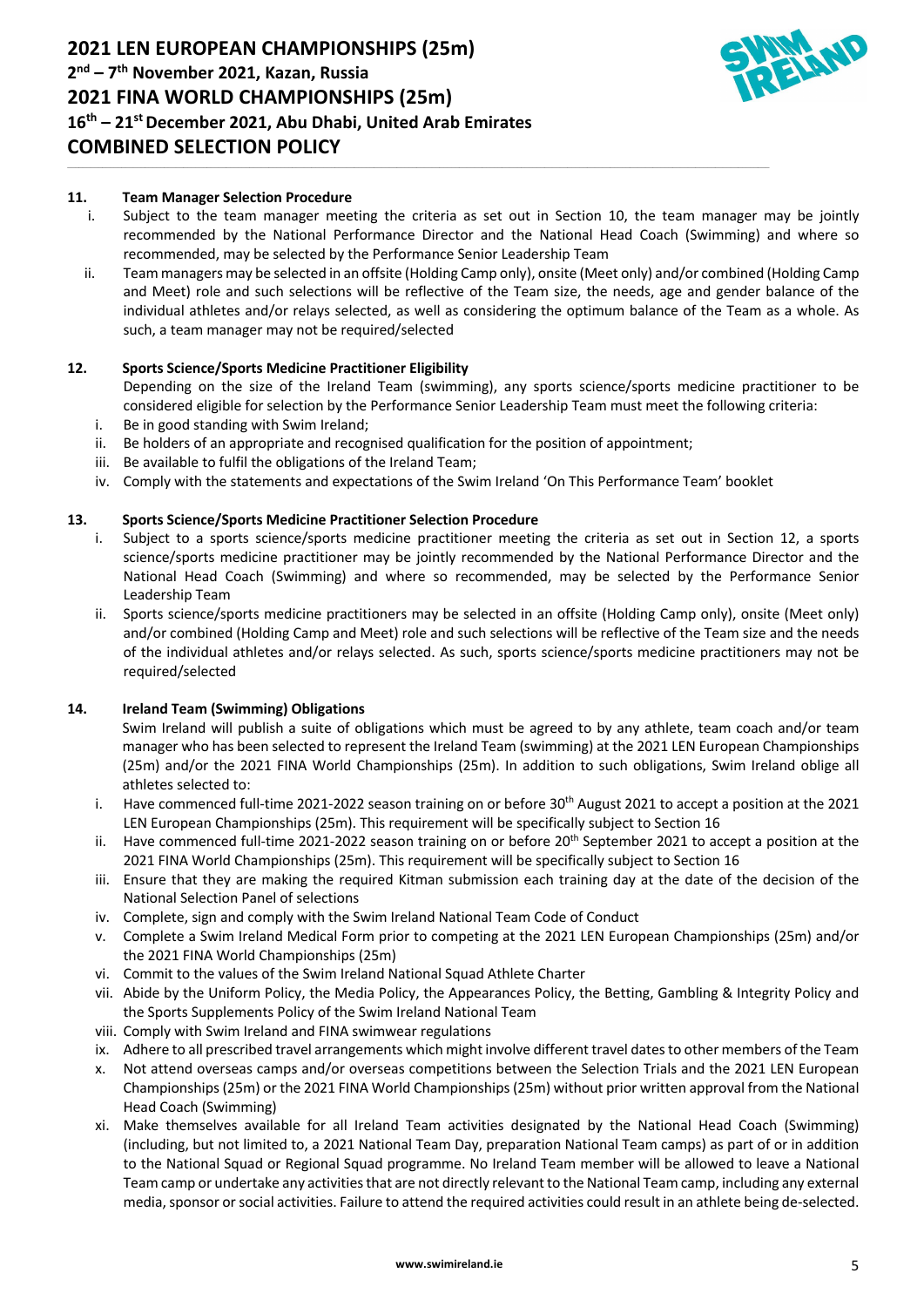### 11. Team Manager Selection Procedure

i. Subject to the team manager meeting the criteria as set out in Section 10, the team manager may be jointly recommended by the National Performance Director and the National Head Coach (Swimming) and where so recommended, may be selected by the Performance Senior Leadership Team

ii. Team managers may be selected in an offsite (Holding Camp only), onsite (Meet only) and/or combined (Holding Camp and Meet) role and such selections will be reflective of the Team size, the needs, age and gender balance of the individual athletes and/or relays selected, as well as considering the optimum balance of the Team as a whole. As such, a team manager may not be required/selected

### 12. Sports Science/Sports Medicine Practitioner Eligibility

Depending on the size of the Ireland Team (swimming), any sports science/sports medicine practitioner to be considered eligible for selection by the Performance Senior Leadership Team must meet the following criteria:

i. Be in good standing with Swim Ireland;
ii. Be holders of an appropriate and recognised qualification for the position of appointment;
iii. Be available to fulfil the obligations of the Ireland Team;
iv. Comply with the statements and expectations of the Swim Ireland 'On This Performance Team' booklet

### 13. Sports Science/Sports Medicine Practitioner Selection Procedure

i. Subject to a sports science/sports medicine practitioner meeting the criteria as set out in Section 12, a sports science/sports medicine practitioner may be jointly recommended by the National Performance Director and the National Head Coach (Swimming) and where so recommended, may be selected by the Performance Senior Leadership Team

ii. Sports science/sports medicine practitioners may be selected in an offsite (Holding Camp only), onsite (Meet only) and/or combined (Holding Camp and Meet) role and such selections will be reflective of the Team size and the needs of the individual athletes and/or relays selected. As such, sports science/sports medicine practitioners may not be required/selected

### 14. Ireland Team (Swimming) Obligations

Swim Ireland will publish a suite of obligations which must be agreed to by any athlete, team coach and/or team manager who has been selected to represent the Ireland Team (swimming) at the 2021 LEN European Championships (25m) and/or the 2021 FINA World Championships (25m). In addition to such obligations, Swim Ireland oblige all athletes selected to:

i. Have commenced full-time 2021-2022 season training on or before 30th August 2021 to accept a position at the 2021 LEN European Championships (25m). This requirement will be specifically subject to Section 16
ii. Have commenced full-time 2021-2022 season training on or before 20th September 2021 to accept a position at the 2021 FINA World Championships (25m). This requirement will be specifically subject to Section 16
iii. Ensure that they are making the required Kitman submission each training day at the date of the decision of the National Selection Panel of selections
iv. Complete, sign and comply with the Swim Ireland National Team Code of Conduct
v. Complete a Swim Ireland Medical Form prior to competing at the 2021 LEN European Championships (25m) and/or the 2021 FINA World Championships (25m)
vi. Commit to the values of the Swim Ireland National Squad Athlete Charter
vii. Abide by the Uniform Policy, the Media Policy, the Appearances Policy, the Betting, Gambling & Integrity Policy and the Sports Supplements Policy of the Swim Ireland National Team
viii. Comply with Swim Ireland and FINA swimwear regulations
ix. Adhere to all prescribed travel arrangements which might involve different travel dates to other members of the Team
x. Not attend overseas camps and/or overseas competitions between the Selection Trials and the 2021 LEN European Championships (25m) or the 2021 FINA World Championships (25m) without prior written approval from the National Head Coach (Swimming)
xi. Make themselves available for all Ireland Team activities designated by the National Head Coach (Swimming) (including, but not limited to, a 2021 National Team Day, preparation National Team camps) as part of or in addition to the National Squad or Regional Squad programme. No Ireland Team member will be allowed to leave a National Team camp or undertake any activities that are not directly relevant to the National Team camp, including any external media, sponsor or social activities. Failure to attend the required activities could result in an athlete being de-selected.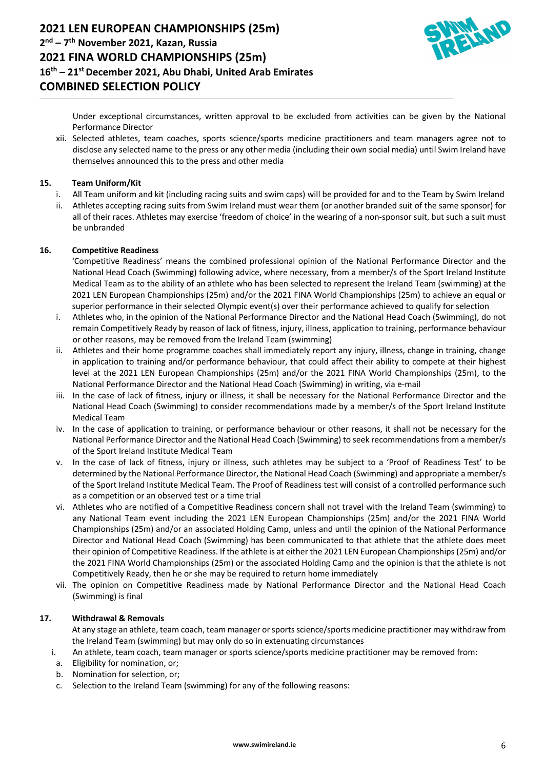Under exceptional circumstances, written approval to be excluded from activities can be given by the National Performance Director

xii. Selected athletes, team coaches, sports science/sports medicine practitioners and team managers agree not to disclose any selected name to the press or any other media (including their own social media) until Swim Ireland have themselves announced this to the press and other media

## 15. Team Uniform/Kit

i. All Team uniform and kit (including racing suits and swim caps) will be provided for and to the Team by Swim Ireland
ii. Athletes accepting racing suits from Swim Ireland must wear them (or another branded suit of the same sponsor) for all of their races. Athletes may exercise 'freedom of choice' in the wearing of a non-sponsor suit, but such a suit must be unbranded

## 16. Competitive Readiness

'Competitive Readiness' means the combined professional opinion of the National Performance Director and the National Head Coach (Swimming) following advice, where necessary, from a member/s of the Sport Ireland Institute Medical Team as to the ability of an athlete who has been selected to represent the Ireland Team (swimming) at the 2021 LEN European Championships (25m) and/or the 2021 FINA World Championships (25m) to achieve an equal or superior performance in their selected Olympic event(s) over their performance achieved to qualify for selection

i. Athletes who, in the opinion of the National Performance Director and the National Head Coach (Swimming), do not remain Competitively Ready by reason of lack of fitness, injury, illness, application to training, performance behaviour or other reasons, may be removed from the Ireland Team (swimming)
ii. Athletes and their home programme coaches shall immediately report any injury, illness, change in training, change in application to training and/or performance behaviour, that could affect their ability to compete at their highest level at the 2021 LEN European Championships (25m) and/or the 2021 FINA World Championships (25m), to the National Performance Director and the National Head Coach (Swimming) in writing, via e-mail
iii. In the case of lack of fitness, injury or illness, it shall be necessary for the National Performance Director and the National Head Coach (Swimming) to consider recommendations made by a member/s of the Sport Ireland Institute Medical Team
iv. In the case of application to training, or performance behaviour or other reasons, it shall not be necessary for the National Performance Director and the National Head Coach (Swimming) to seek recommendations from a member/s of the Sport Ireland Institute Medical Team
v. In the case of lack of fitness, injury or illness, such athletes may be subject to a 'Proof of Readiness Test' to be determined by the National Performance Director, the National Head Coach (Swimming) and appropriate a member/s of the Sport Ireland Institute Medical Team. The Proof of Readiness test will consist of a controlled performance such as a competition or an observed test or a time trial
vi. Athletes who are notified of a Competitive Readiness concern shall not travel with the Ireland Team (swimming) to any National Team event including the 2021 LEN European Championships (25m) and/or the 2021 FINA World Championships (25m) and/or an associated Holding Camp, unless and until the opinion of the National Performance Director and National Head Coach (Swimming) has been communicated to that athlete that the athlete does meet their opinion of Competitive Readiness. If the athlete is at either the 2021 LEN European Championships (25m) and/or the 2021 FINA World Championships (25m) or the associated Holding Camp and the opinion is that the athlete is not Competitively Ready, then he or she may be required to return home immediately
vii. The opinion on Competitive Readiness made by National Performance Director and the National Head Coach (Swimming) is final

## 17. Withdrawal & Removals

At any stage an athlete, team coach, team manager or sports science/sports medicine practitioner may withdraw from the Ireland Team (swimming) but may only do so in extenuating circumstances

i. An athlete, team coach, team manager or sports science/sports medicine practitioner may be removed from:
  a. Eligibility for nomination, or;
  b. Nomination for selection, or;
  c. Selection to the Ireland Team (swimming) for any of the following reasons: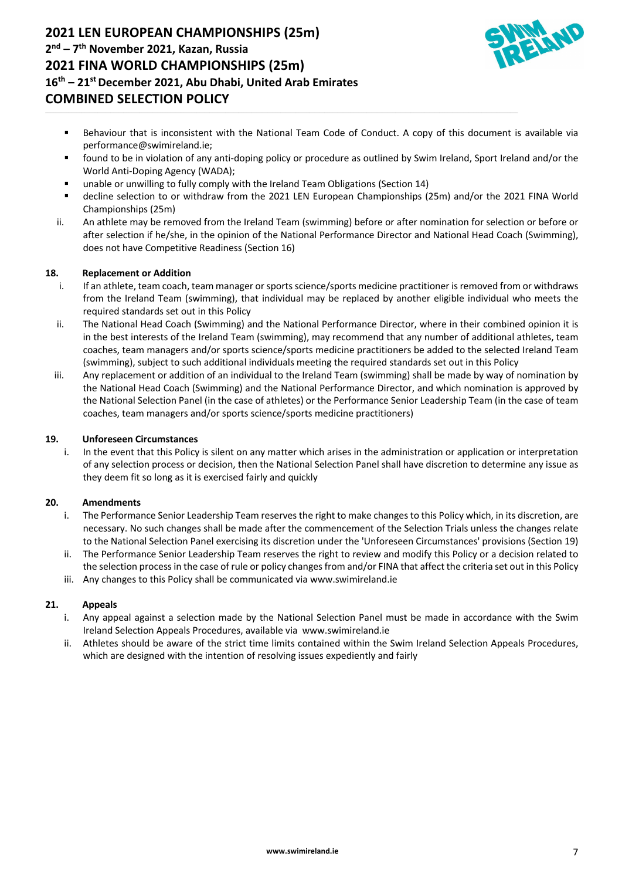- Behaviour that is inconsistent with the National Team Code of Conduct. A copy of this document is available via performance@swimireland.ie;
- found to be in violation of any anti-doping policy or procedure as outlined by Swim Ireland, Sport Ireland and/or the World Anti-Doping Agency (WADA);
- unable or unwilling to fully comply with the Ireland Team Obligations (Section 14)
- decline selection to or withdraw from the 2021 LEN European Championships (25m) and/or the 2021 FINA World Championships (25m)

ii. An athlete may be removed from the Ireland Team (swimming) before or after nomination for selection or before or after selection if he/she, in the opinion of the National Performance Director and National Head Coach (Swimming), does not have Competitive Readiness (Section 16)

### 18. Replacement or Addition

i. If an athlete, team coach, team manager or sports science/sports medicine practitioner is removed from or withdraws from the Ireland Team (swimming), that individual may be replaced by another eligible individual who meets the required standards set out in this Policy

ii. The National Head Coach (Swimming) and the National Performance Director, where in their combined opinion it is in the best interests of the Ireland Team (swimming), may recommend that any number of additional athletes, team coaches, team managers and/or sports science/sports medicine practitioners be added to the selected Ireland Team (swimming), subject to such additional individuals meeting the required standards set out in this Policy

iii. Any replacement or addition of an individual to the Ireland Team (swimming) shall be made by way of nomination by the National Head Coach (Swimming) and the National Performance Director, and which nomination is approved by the National Selection Panel (in the case of athletes) or the Performance Senior Leadership Team (in the case of team coaches, team managers and/or sports science/sports medicine practitioners)

### 19. Unforeseen Circumstances

i. In the event that this Policy is silent on any matter which arises in the administration or application or interpretation of any selection process or decision, then the National Selection Panel shall have discretion to determine any issue as they deem fit so long as it is exercised fairly and quickly

### 20. Amendments

i. The Performance Senior Leadership Team reserves the right to make changes to this Policy which, in its discretion, are necessary. No such changes shall be made after the commencement of the Selection Trials unless the changes relate to the National Selection Panel exercising its discretion under the 'Unforeseen Circumstances' provisions (Section 19)

ii. The Performance Senior Leadership Team reserves the right to review and modify this Policy or a decision related to the selection process in the case of rule or policy changes from and/or FINA that affect the criteria set out in this Policy

iii. Any changes to this Policy shall be communicated via www.swimireland.ie

### 21. Appeals

i. Any appeal against a selection made by the National Selection Panel must be made in accordance with the Swim Ireland Selection Appeals Procedures, available via www.swimireland.ie

ii. Athletes should be aware of the strict time limits contained within the Swim Ireland Selection Appeals Procedures, which are designed with the intention of resolving issues expediently and fairly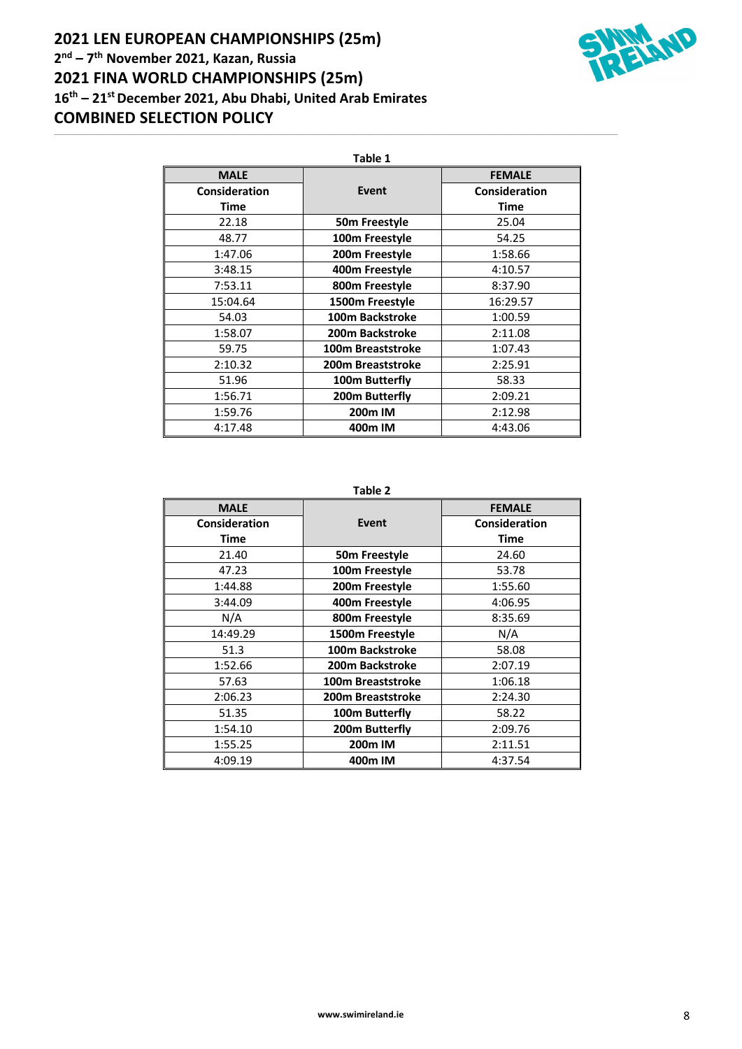# 2021 LEN EUROPEAN CHAMPIONSHIPS (25m)

**2nd – 7th November 2021, Kazan, Russia**

# 2021 FINA WORLD CHAMPIONSHIPS (25m)

**16th – 21st December 2021, Abu Dhabi, United Arab Emirates**

# COMBINED SELECTION POLICY

**Table 1**

| MALE Consideration Time | Event | FEMALE Consideration Time |
|---|---|---|
| 22.18 | **50m Freestyle** | 25.04 |
| 48.77 | **100m Freestyle** | 54.25 |
| 1:47.06 | **200m Freestyle** | 1:58.66 |
| 3:48.15 | **400m Freestyle** | 4:10.57 |
| 7:53.11 | **800m Freestyle** | 8:37.90 |
| 15:04.64 | **1500m Freestyle** | 16:29.57 |
| 54.03 | **100m Backstroke** | 1:00.59 |
| 1:58.07 | **200m Backstroke** | 2:11.08 |
| 59.75 | **100m Breaststroke** | 1:07.43 |
| 2:10.32 | **200m Breaststroke** | 2:25.91 |
| 51.96 | **100m Butterfly** | 58.33 |
| 1:56.71 | **200m Butterfly** | 2:09.21 |
| 1:59.76 | **200m IM** | 2:12.98 |
| 4:17.48 | **400m IM** | 4:43.06 |

**Table 2**

| MALE Consideration Time | Event | FEMALE Consideration Time |
|---|---|---|
| 21.40 | **50m Freestyle** | 24.60 |
| 47.23 | **100m Freestyle** | 53.78 |
| 1:44.88 | **200m Freestyle** | 1:55.60 |
| 3:44.09 | **400m Freestyle** | 4:06.95 |
| N/A | **800m Freestyle** | 8:35.69 |
| 14:49.29 | **1500m Freestyle** | N/A |
| 51.3 | **100m Backstroke** | 58.08 |
| 1:52.66 | **200m Backstroke** | 2:07.19 |
| 57.63 | **100m Breaststroke** | 1:06.18 |
| 2:06.23 | **200m Breaststroke** | 2:24.30 |
| 51.35 | **100m Butterfly** | 58.22 |
| 1:54.10 | **200m Butterfly** | 2:09.76 |
| 1:55.25 | **200m IM** | 2:11.51 |
| 4:09.19 | **400m IM** | 4:37.54 |

**www.swimireland.ie**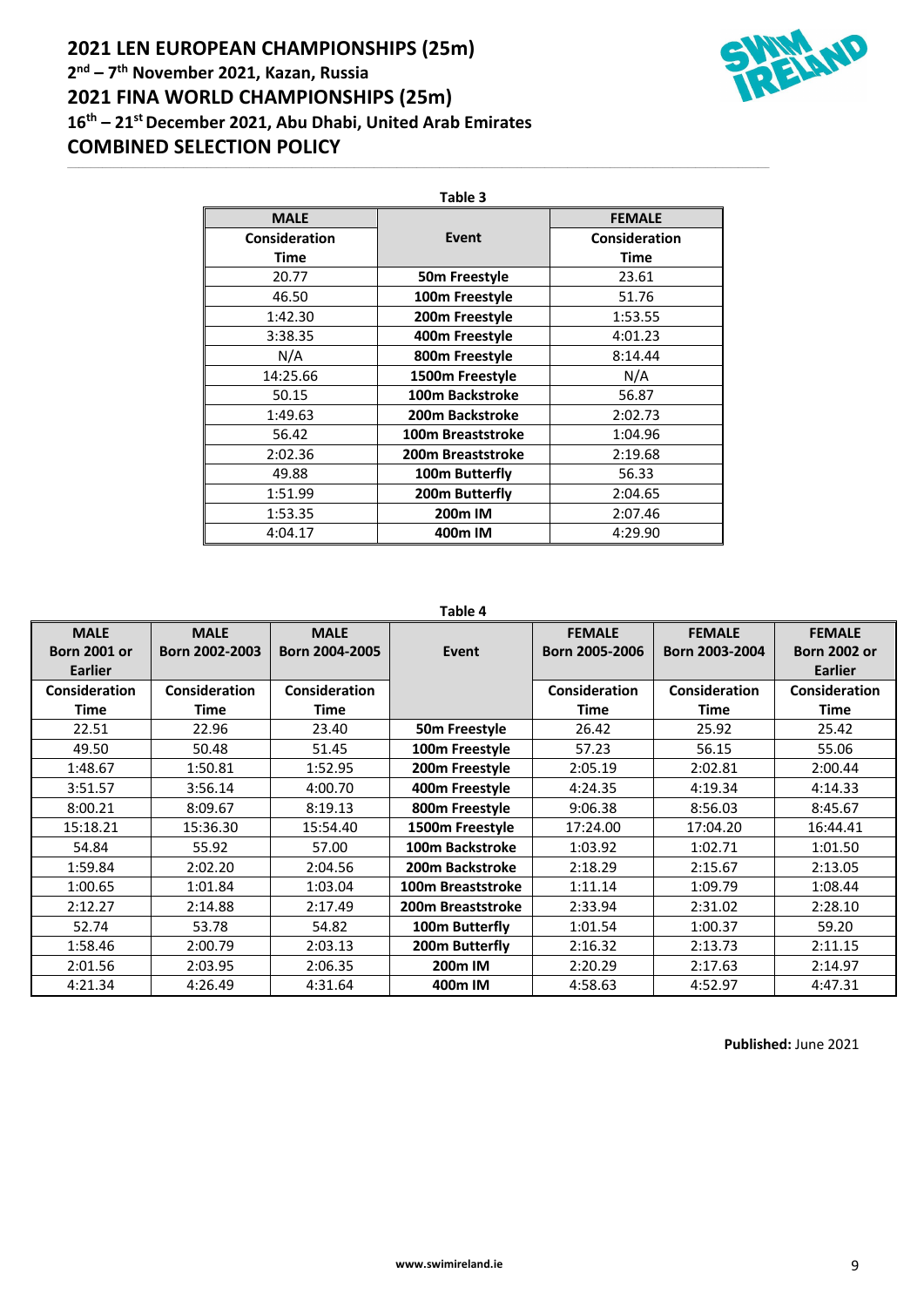## 2021 LEN EUROPEAN CHAMPIONSHIPS (25m)
**2nd – 7th November 2021, Kazan, Russia**
## 2021 FINA WORLD CHAMPIONSHIPS (25m)
**16th – 21st December 2021, Abu Dhabi, United Arab Emirates**
## COMBINED SELECTION POLICY

**Table 3**

| MALE Consideration Time | Event | FEMALE Consideration Time |
|---|---|---|
| 20.77 | **50m Freestyle** | 23.61 |
| 46.50 | **100m Freestyle** | 51.76 |
| 1:42.30 | **200m Freestyle** | 1:53.55 |
| 3:38.35 | **400m Freestyle** | 4:01.23 |
| N/A | **800m Freestyle** | 8:14.44 |
| 14:25.66 | **1500m Freestyle** | N/A |
| 50.15 | **100m Backstroke** | 56.87 |
| 1:49.63 | **200m Backstroke** | 2:02.73 |
| 56.42 | **100m Breaststroke** | 1:04.96 |
| 2:02.36 | **200m Breaststroke** | 2:19.68 |
| 49.88 | **100m Butterfly** | 56.33 |
| 1:51.99 | **200m Butterfly** | 2:04.65 |
| 1:53.35 | **200m IM** | 2:07.46 |
| 4:04.17 | **400m IM** | 4:29.90 |

**Table 4**

| MALE Born 2001 or Earlier | MALE Born 2002-2003 | MALE Born 2004-2005 | Event | FEMALE Born 2005-2006 | FEMALE Born 2003-2004 | FEMALE Born 2002 or Earlier |
|---|---|---|---|---|---|---|
| **Consideration Time** | **Consideration Time** | **Consideration Time** | | **Consideration Time** | **Consideration Time** | **Consideration Time** |
| 22.51 | 22.96 | 23.40 | **50m Freestyle** | 26.42 | 25.92 | 25.42 |
| 49.50 | 50.48 | 51.45 | **100m Freestyle** | 57.23 | 56.15 | 55.06 |
| 1:48.67 | 1:50.81 | 1:52.95 | **200m Freestyle** | 2:05.19 | 2:02.81 | 2:00.44 |
| 3:51.57 | 3:56.14 | 4:00.70 | **400m Freestyle** | 4:24.35 | 4:19.34 | 4:14.33 |
| 8:00.21 | 8:09.67 | 8:19.13 | **800m Freestyle** | 9:06.38 | 8:56.03 | 8:45.67 |
| 15:18.21 | 15:36.30 | 15:54.40 | **1500m Freestyle** | 17:24.00 | 17:04.20 | 16:44.41 |
| 54.84 | 55.92 | 57.00 | **100m Backstroke** | 1:03.92 | 1:02.71 | 1:01.50 |
| 1:59.84 | 2:02.20 | 2:04.56 | **200m Backstroke** | 2:18.29 | 2:15.67 | 2:13.05 |
| 1:00.65 | 1:01.84 | 1:03.04 | **100m Breaststroke** | 1:11.14 | 1:09.79 | 1:08.44 |
| 2:12.27 | 2:14.88 | 2:17.49 | **200m Breaststroke** | 2:33.94 | 2:31.02 | 2:28.10 |
| 52.74 | 53.78 | 54.82 | **100m Butterfly** | 1:01.54 | 1:00.37 | 59.20 |
| 1:58.46 | 2:00.79 | 2:03.13 | **200m Butterfly** | 2:16.32 | 2:13.73 | 2:11.15 |
| 2:01.56 | 2:03.95 | 2:06.35 | **200m IM** | 2:20.29 | 2:17.63 | 2:14.97 |
| 4:21.34 | 4:26.49 | 4:31.64 | **400m IM** | 4:58.63 | 4:52.97 | 4:47.31 |

**Published:** June 2021